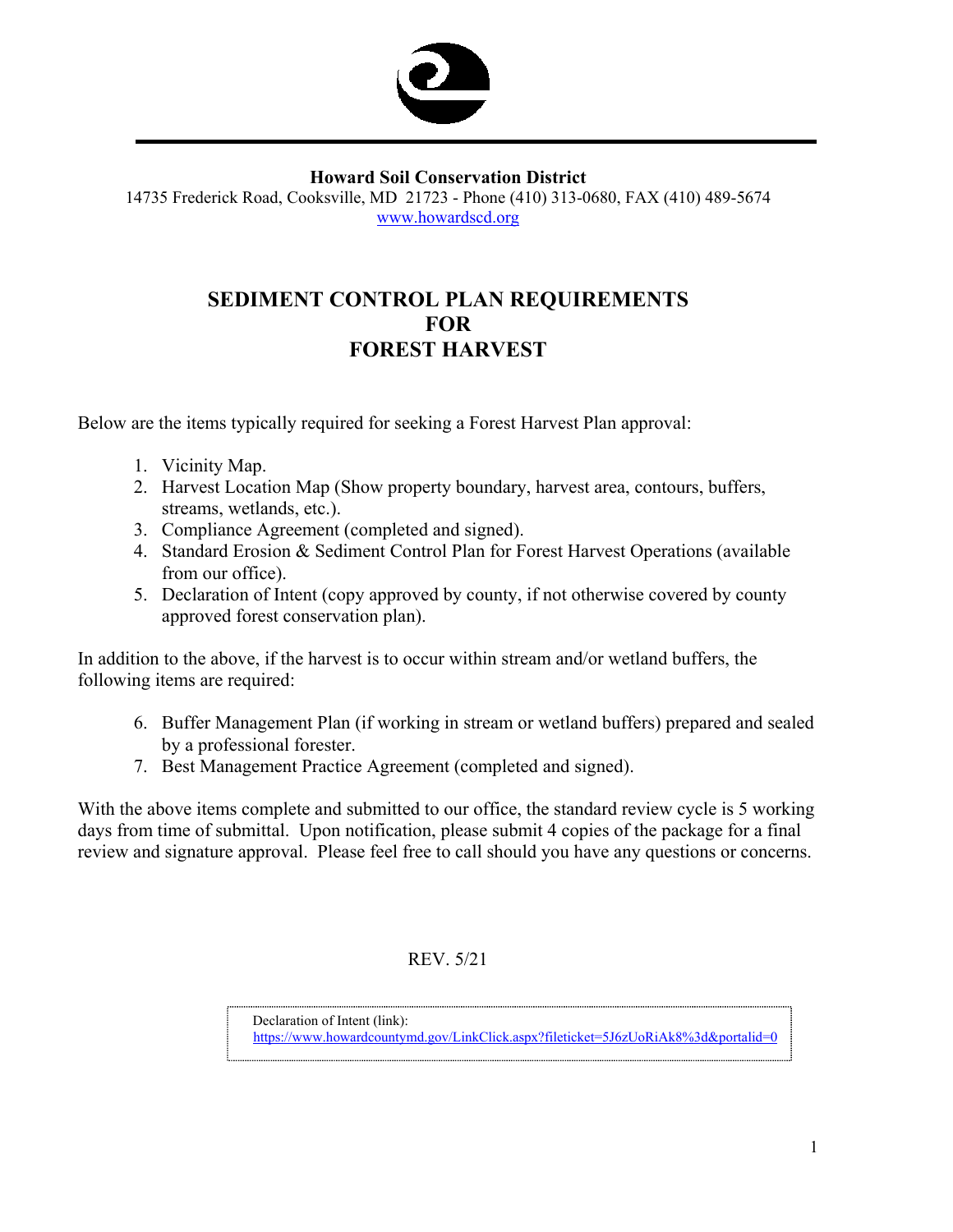**Howard Soil Conservation District**

14735 Frederick Road, Cooksville, MD 21723 - Phone (410) 313-0680, FAX (410) 489-5674

www.howardscd.org

# SEDIMENT CONTROL PLAN REQUIREMENTS FOR FOREST HARVEST

Below are the items typically required for seeking a Forest Harvest Plan approval:

1. Vicinity Map.
2. Harvest Location Map (Show property boundary, harvest area, contours, buffers, streams, wetlands, etc.).
3. Compliance Agreement (completed and signed).
4. Standard Erosion & Sediment Control Plan for Forest Harvest Operations (available from our office).
5. Declaration of Intent (copy approved by county, if not otherwise covered by county approved forest conservation plan).

In addition to the above, if the harvest is to occur within stream and/or wetland buffers, the following items are required:

6. Buffer Management Plan (if working in stream or wetland buffers) prepared and sealed by a professional forester.
7. Best Management Practice Agreement (completed and signed).

With the above items complete and submitted to our office, the standard review cycle is 5 working days from time of submittal. Upon notification, please submit 4 copies of the package for a final review and signature approval. Please feel free to call should you have any questions or concerns.

REV. 5/21

Declaration of Intent (link):
https://www.howardcountymd.gov/LinkClick.aspx?fileticket=5J6zUoRiAk8%3d&portalid=0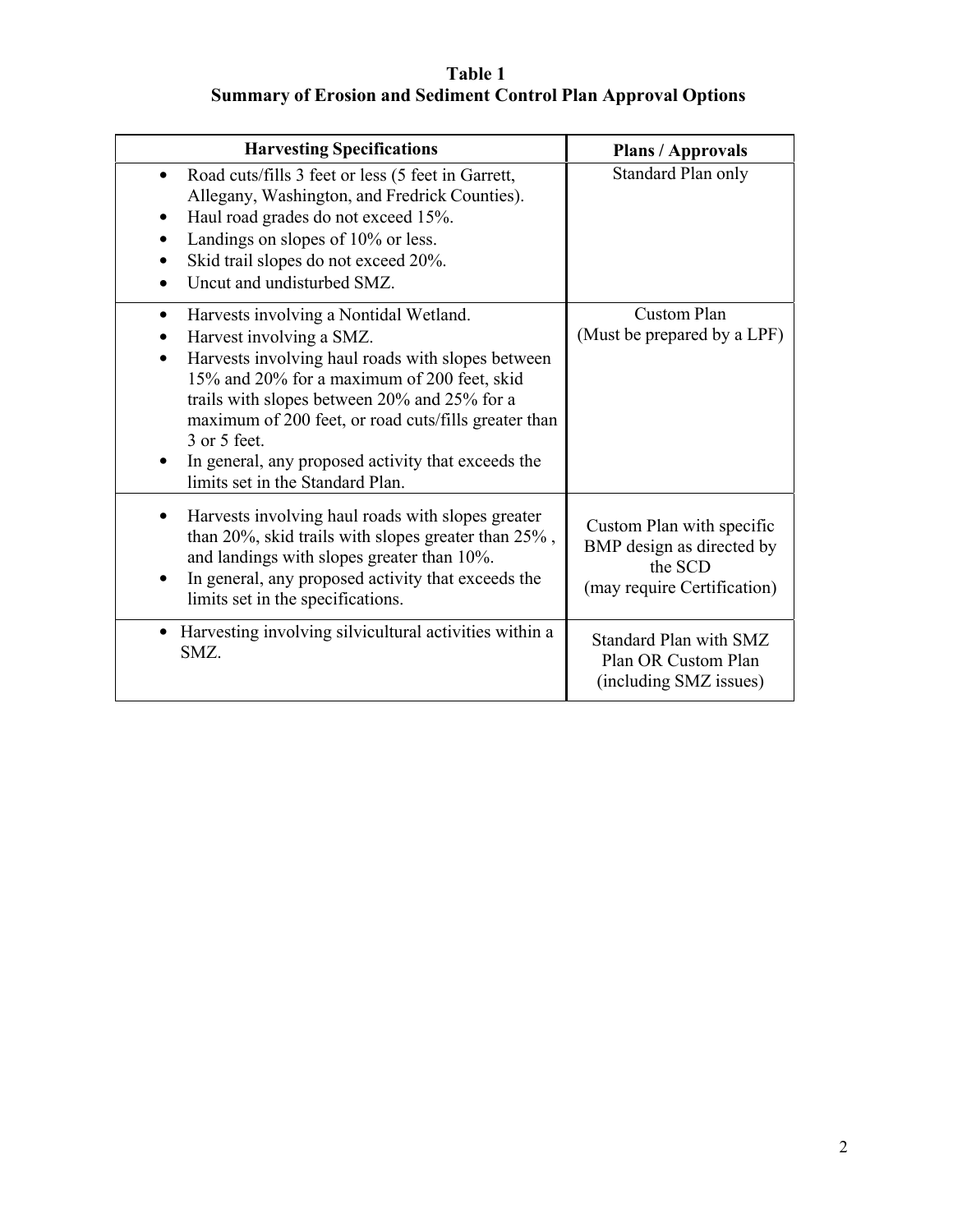**Table 1**
**Summary of Erosion and Sediment Control Plan Approval Options**

| Harvesting Specifications | Plans / Approvals |
|---|---|
| • Road cuts/fills 3 feet or less (5 feet in Garrett, Allegany, Washington, and Fredrick Counties).<br>• Haul road grades do not exceed 15%.<br>• Landings on slopes of 10% or less.<br>• Skid trail slopes do not exceed 20%.<br>• Uncut and undisturbed SMZ. | Standard Plan only |
| • Harvests involving a Nontidal Wetland.<br>• Harvest involving a SMZ.<br>• Harvests involving haul roads with slopes between 15% and 20% for a maximum of 200 feet, skid trails with slopes between 20% and 25% for a maximum of 200 feet, or road cuts/fills greater than 3 or 5 feet.<br>• In general, any proposed activity that exceeds the limits set in the Standard Plan. | Custom Plan (Must be prepared by a LPF) |
| • Harvests involving haul roads with slopes greater than 20%, skid trails with slopes greater than 25% , and landings with slopes greater than 10%.<br>• In general, any proposed activity that exceeds the limits set in the specifications. | Custom Plan with specific BMP design as directed by the SCD (may require Certification) |
| • Harvesting involving silvicultural activities within a SMZ. | Standard Plan with SMZ Plan OR Custom Plan (including SMZ issues) |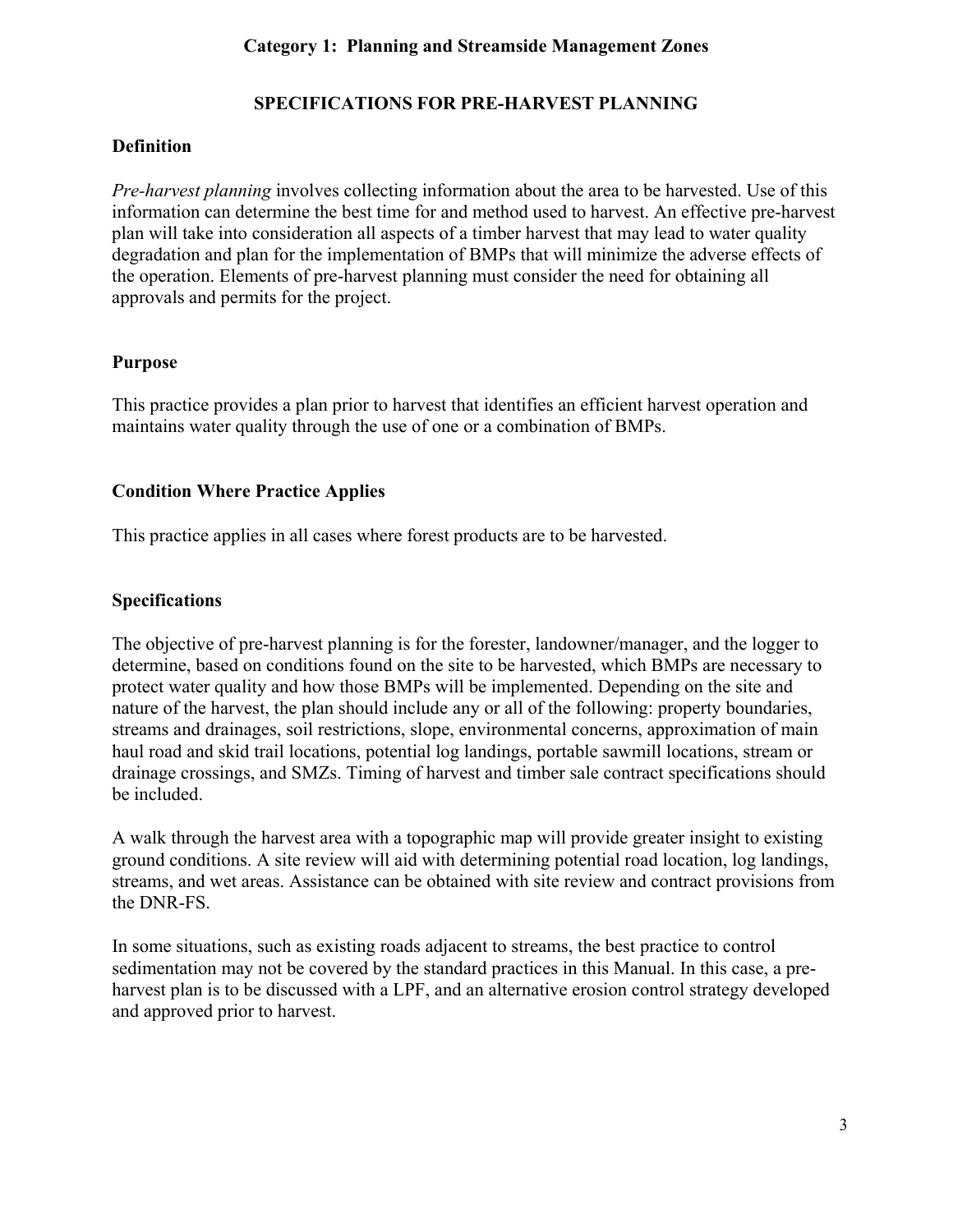**Category 1: Planning and Streamside Management Zones**

## SPECIFICATIONS FOR PRE-HARVEST PLANNING

### Definition

*Pre-harvest planning* involves collecting information about the area to be harvested. Use of this information can determine the best time for and method used to harvest. An effective pre-harvest plan will take into consideration all aspects of a timber harvest that may lead to water quality degradation and plan for the implementation of BMPs that will minimize the adverse effects of the operation. Elements of pre-harvest planning must consider the need for obtaining all approvals and permits for the project.

### Purpose

This practice provides a plan prior to harvest that identifies an efficient harvest operation and maintains water quality through the use of one or a combination of BMPs.

### Condition Where Practice Applies

This practice applies in all cases where forest products are to be harvested.

### Specifications

The objective of pre-harvest planning is for the forester, landowner/manager, and the logger to determine, based on conditions found on the site to be harvested, which BMPs are necessary to protect water quality and how those BMPs will be implemented. Depending on the site and nature of the harvest, the plan should include any or all of the following: property boundaries, streams and drainages, soil restrictions, slope, environmental concerns, approximation of main haul road and skid trail locations, potential log landings, portable sawmill locations, stream or drainage crossings, and SMZs. Timing of harvest and timber sale contract specifications should be included.

A walk through the harvest area with a topographic map will provide greater insight to existing ground conditions. A site review will aid with determining potential road location, log landings, streams, and wet areas. Assistance can be obtained with site review and contract provisions from the DNR-FS.

In some situations, such as existing roads adjacent to streams, the best practice to control sedimentation may not be covered by the standard practices in this Manual. In this case, a pre-harvest plan is to be discussed with a LPF, and an alternative erosion control strategy developed and approved prior to harvest.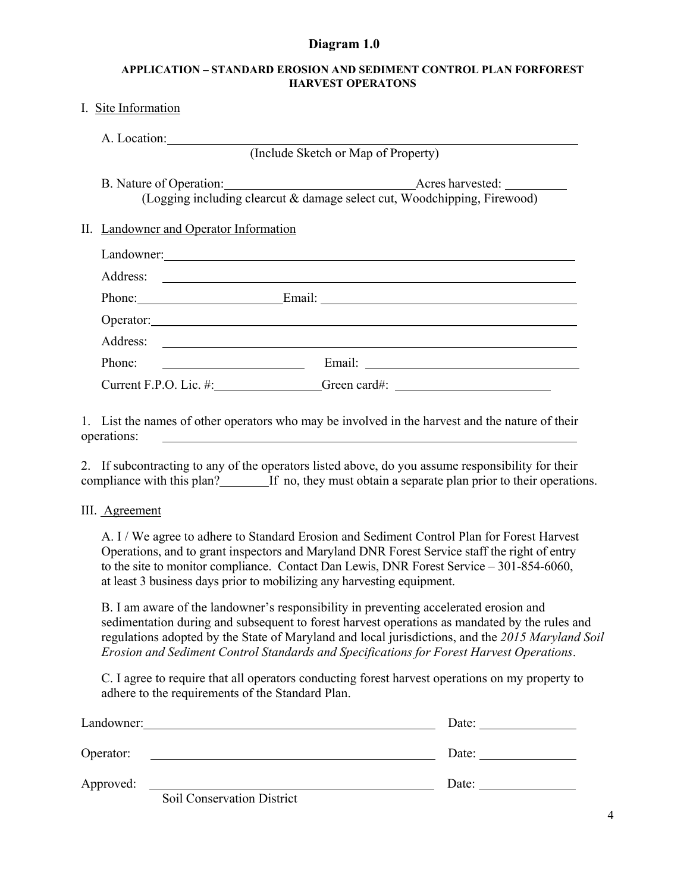# Diagram 1.0

**APPLICATION – STANDARD EROSION AND SEDIMENT CONTROL PLAN FORFOREST HARVEST OPERATONS**

I. Site Information

A. Location: ______________________________________________
(Include Sketch or Map of Property)

B. Nature of Operation: ____________________ Acres harvested: ________
(Logging including clearcut & damage select cut, Woodchipping, Firewood)

II. Landowner and Operator Information

Landowner: ______________________________________________

Address: ______________________________________________

Phone: ________________ Email: ______________________________

Operator: ______________________________________________

Address: ______________________________________________

Phone: ________________ Email: ______________________________

Current F.P.O. Lic. #: ____________ Green card#: ________________

1. List the names of other operators who may be involved in the harvest and the nature of their operations: ______________________________________________

2. If subcontracting to any of the operators listed above, do you assume responsibility for their compliance with this plan? ______ If no, they must obtain a separate plan prior to their operations.

III. Agreement

A. I / We agree to adhere to Standard Erosion and Sediment Control Plan for Forest Harvest Operations, and to grant inspectors and Maryland DNR Forest Service staff the right of entry to the site to monitor compliance. Contact Dan Lewis, DNR Forest Service – 301-854-6060, at least 3 business days prior to mobilizing any harvesting equipment.

B. I am aware of the landowner's responsibility in preventing accelerated erosion and sedimentation during and subsequent to forest harvest operations as mandated by the rules and regulations adopted by the State of Maryland and local jurisdictions, and the *2015 Maryland Soil Erosion and Sediment Control Standards and Specifications for Forest Harvest Operations*.

C. I agree to require that all operators conducting forest harvest operations on my property to adhere to the requirements of the Standard Plan.

Landowner: ________________________________ Date: ____________

Operator: ________________________________ Date: ____________

Approved: ________________________________ Date: ____________
Soil Conservation District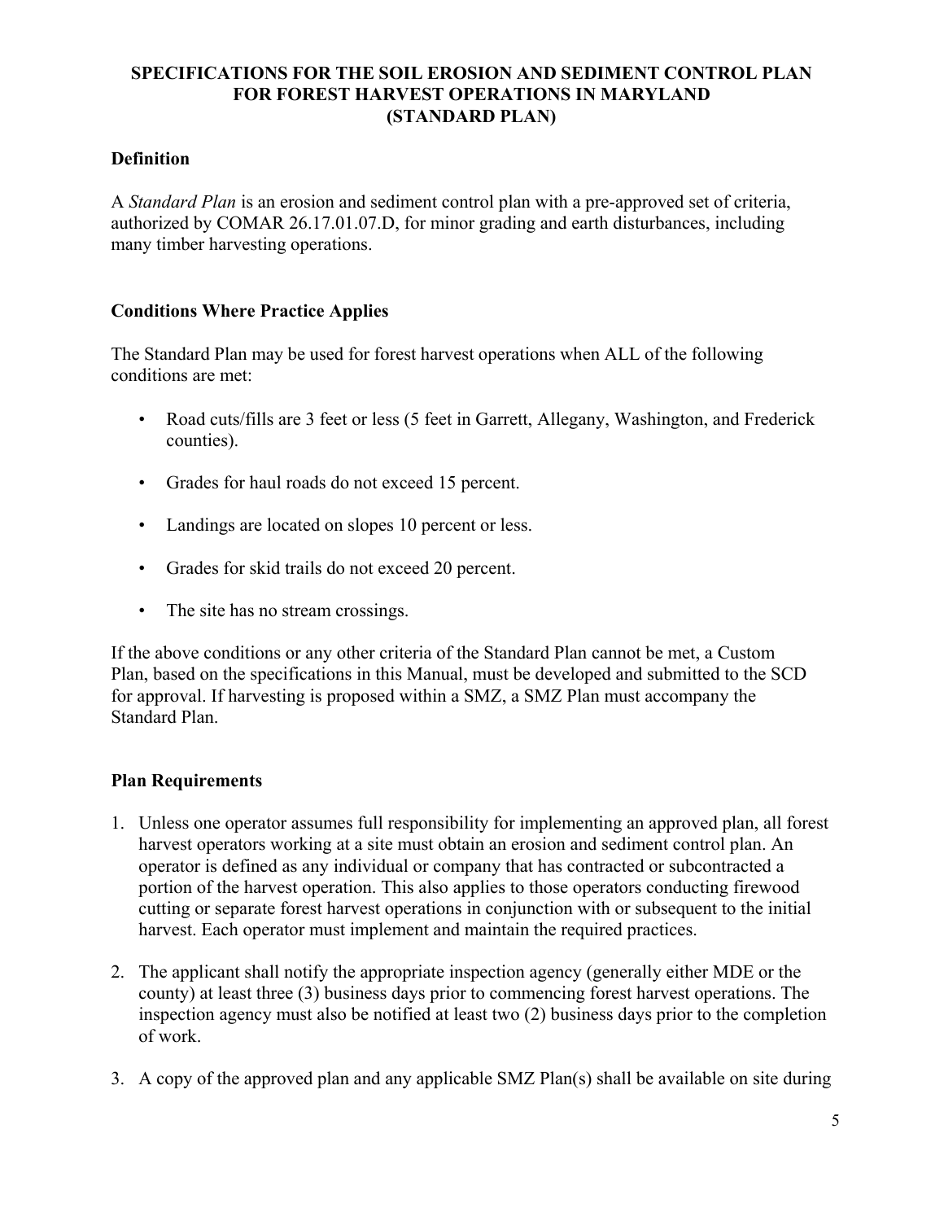# SPECIFICATIONS FOR THE SOIL EROSION AND SEDIMENT CONTROL PLAN FOR FOREST HARVEST OPERATIONS IN MARYLAND (STANDARD PLAN)

## Definition

A *Standard Plan* is an erosion and sediment control plan with a pre-approved set of criteria, authorized by COMAR 26.17.01.07.D, for minor grading and earth disturbances, including many timber harvesting operations.

## Conditions Where Practice Applies

The Standard Plan may be used for forest harvest operations when ALL of the following conditions are met:

- Road cuts/fills are 3 feet or less (5 feet in Garrett, Allegany, Washington, and Frederick counties).
- Grades for haul roads do not exceed 15 percent.
- Landings are located on slopes 10 percent or less.
- Grades for skid trails do not exceed 20 percent.
- The site has no stream crossings.

If the above conditions or any other criteria of the Standard Plan cannot be met, a Custom Plan, based on the specifications in this Manual, must be developed and submitted to the SCD for approval. If harvesting is proposed within a SMZ, a SMZ Plan must accompany the Standard Plan.

## Plan Requirements

1. Unless one operator assumes full responsibility for implementing an approved plan, all forest harvest operators working at a site must obtain an erosion and sediment control plan. An operator is defined as any individual or company that has contracted or subcontracted a portion of the harvest operation. This also applies to those operators conducting firewood cutting or separate forest harvest operations in conjunction with or subsequent to the initial harvest. Each operator must implement and maintain the required practices.
2. The applicant shall notify the appropriate inspection agency (generally either MDE or the county) at least three (3) business days prior to commencing forest harvest operations. The inspection agency must also be notified at least two (2) business days prior to the completion of work.
3. A copy of the approved plan and any applicable SMZ Plan(s) shall be available on site during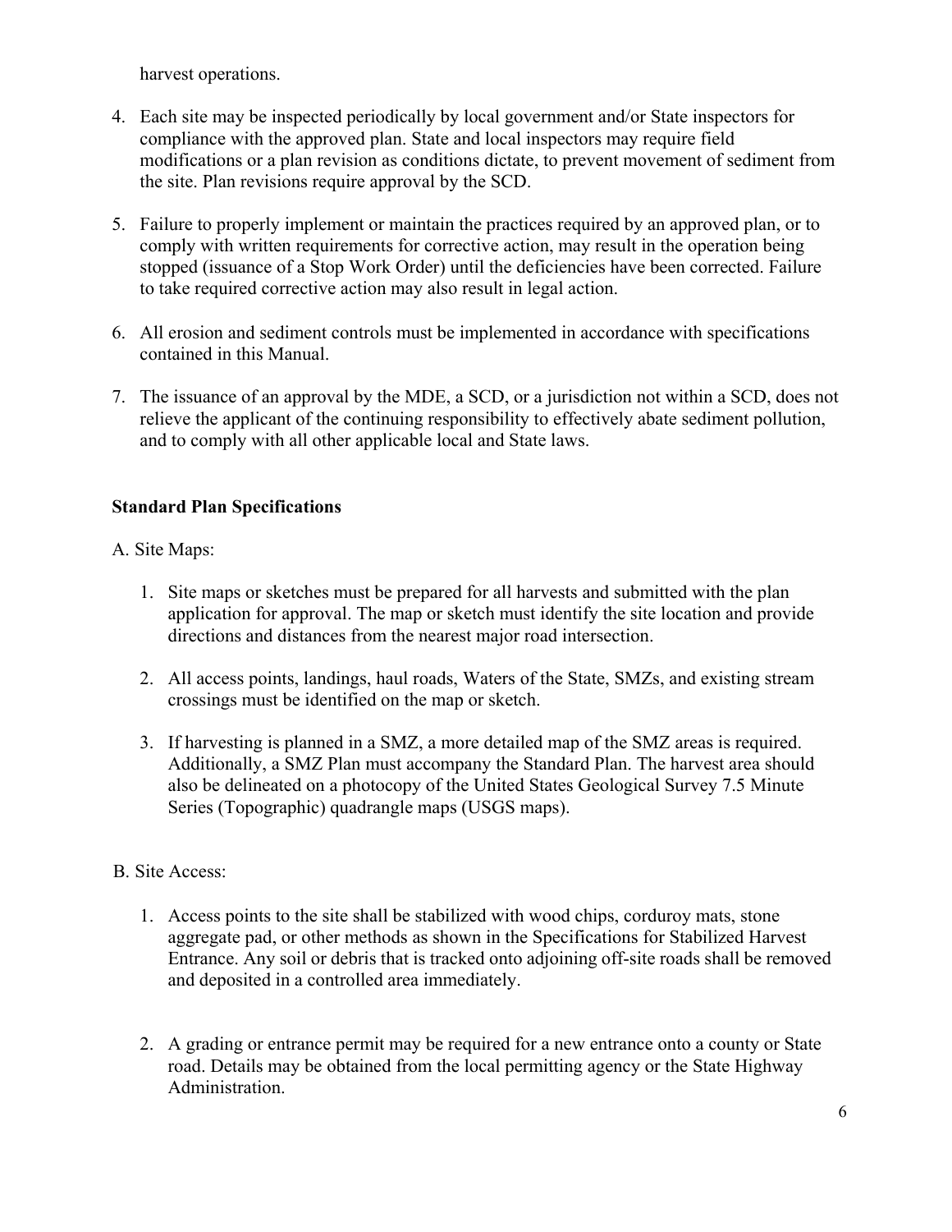harvest operations.

4. Each site may be inspected periodically by local government and/or State inspectors for compliance with the approved plan. State and local inspectors may require field modifications or a plan revision as conditions dictate, to prevent movement of sediment from the site. Plan revisions require approval by the SCD.

5. Failure to properly implement or maintain the practices required by an approved plan, or to comply with written requirements for corrective action, may result in the operation being stopped (issuance of a Stop Work Order) until the deficiencies have been corrected. Failure to take required corrective action may also result in legal action.

6. All erosion and sediment controls must be implemented in accordance with specifications contained in this Manual.

7. The issuance of an approval by the MDE, a SCD, or a jurisdiction not within a SCD, does not relieve the applicant of the continuing responsibility to effectively abate sediment pollution, and to comply with all other applicable local and State laws.

**Standard Plan Specifications**

A. Site Maps:

1. Site maps or sketches must be prepared for all harvests and submitted with the plan application for approval. The map or sketch must identify the site location and provide directions and distances from the nearest major road intersection.

2. All access points, landings, haul roads, Waters of the State, SMZs, and existing stream crossings must be identified on the map or sketch.

3. If harvesting is planned in a SMZ, a more detailed map of the SMZ areas is required. Additionally, a SMZ Plan must accompany the Standard Plan. The harvest area should also be delineated on a photocopy of the United States Geological Survey 7.5 Minute Series (Topographic) quadrangle maps (USGS maps).

B. Site Access:

1. Access points to the site shall be stabilized with wood chips, corduroy mats, stone aggregate pad, or other methods as shown in the Specifications for Stabilized Harvest Entrance. Any soil or debris that is tracked onto adjoining off-site roads shall be removed and deposited in a controlled area immediately.

2. A grading or entrance permit may be required for a new entrance onto a county or State road. Details may be obtained from the local permitting agency or the State Highway Administration.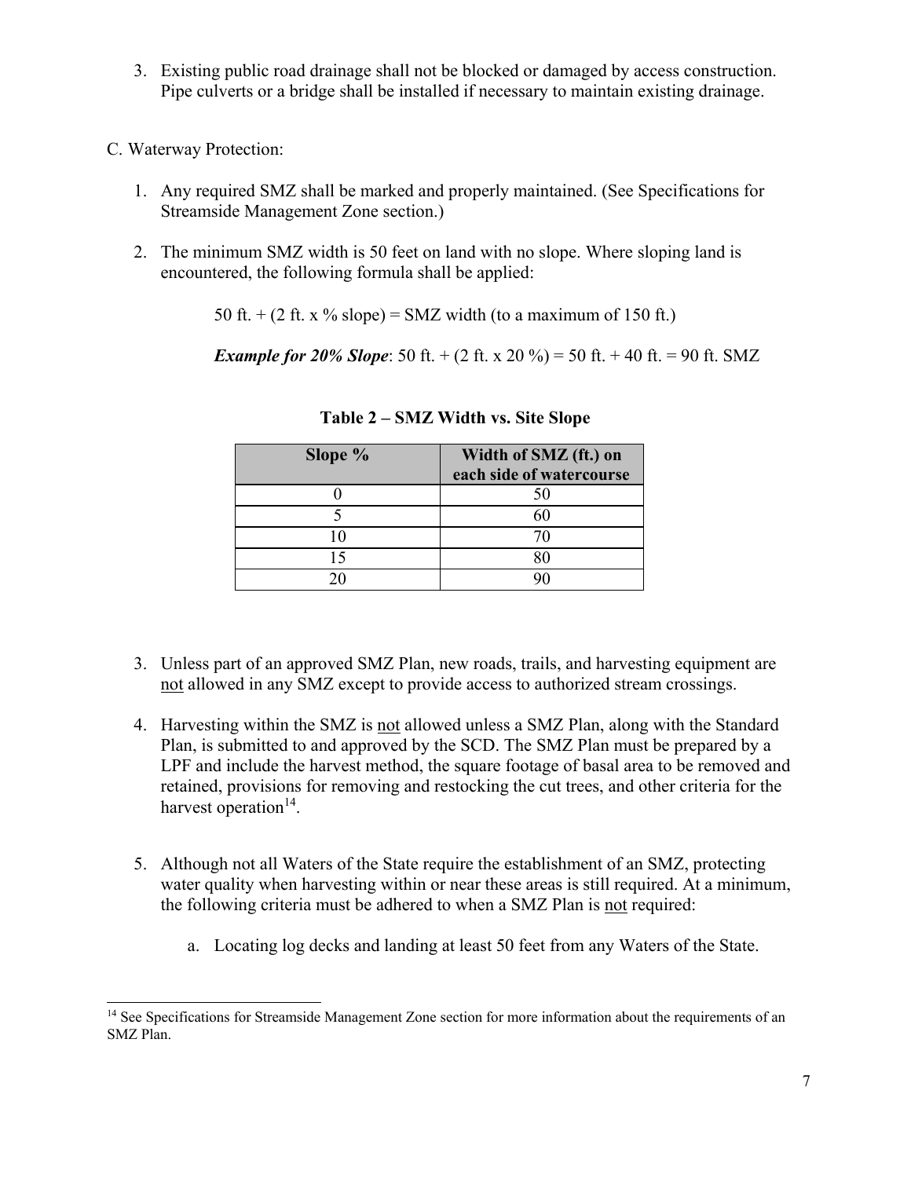3. Existing public road drainage shall not be blocked or damaged by access construction. Pipe culverts or a bridge shall be installed if necessary to maintain existing drainage.

C. Waterway Protection:

1. Any required SMZ shall be marked and properly maintained. (See Specifications for Streamside Management Zone section.)

2. The minimum SMZ width is 50 feet on land with no slope. Where sloping land is encountered, the following formula shall be applied:

   50 ft. + (2 ft. x % slope) = SMZ width (to a maximum of 150 ft.)

   ***Example for 20% Slope***: 50 ft. + (2 ft. x 20 %) = 50 ft. + 40 ft. = 90 ft. SMZ

**Table 2 – SMZ Width vs. Site Slope**

| Slope % | Width of SMZ (ft.) on each side of watercourse |
|---|---|
| 0 | 50 |
| 5 | 60 |
| 10 | 70 |
| 15 | 80 |
| 20 | 90 |

3. Unless part of an approved SMZ Plan, new roads, trails, and harvesting equipment are <u>not</u> allowed in any SMZ except to provide access to authorized stream crossings.

4. Harvesting within the SMZ is <u>not</u> allowed unless a SMZ Plan, along with the Standard Plan, is submitted to and approved by the SCD. The SMZ Plan must be prepared by a LPF and include the harvest method, the square footage of basal area to be removed and retained, provisions for removing and restocking the cut trees, and other criteria for the harvest operation[14].

5. Although not all Waters of the State require the establishment of an SMZ, protecting water quality when harvesting within or near these areas is still required. At a minimum, the following criteria must be adhered to when a SMZ Plan is <u>not</u> required:

   a. Locating log decks and landing at least 50 feet from any Waters of the State.

---

[14] See Specifications for Streamside Management Zone section for more information about the requirements of an SMZ Plan.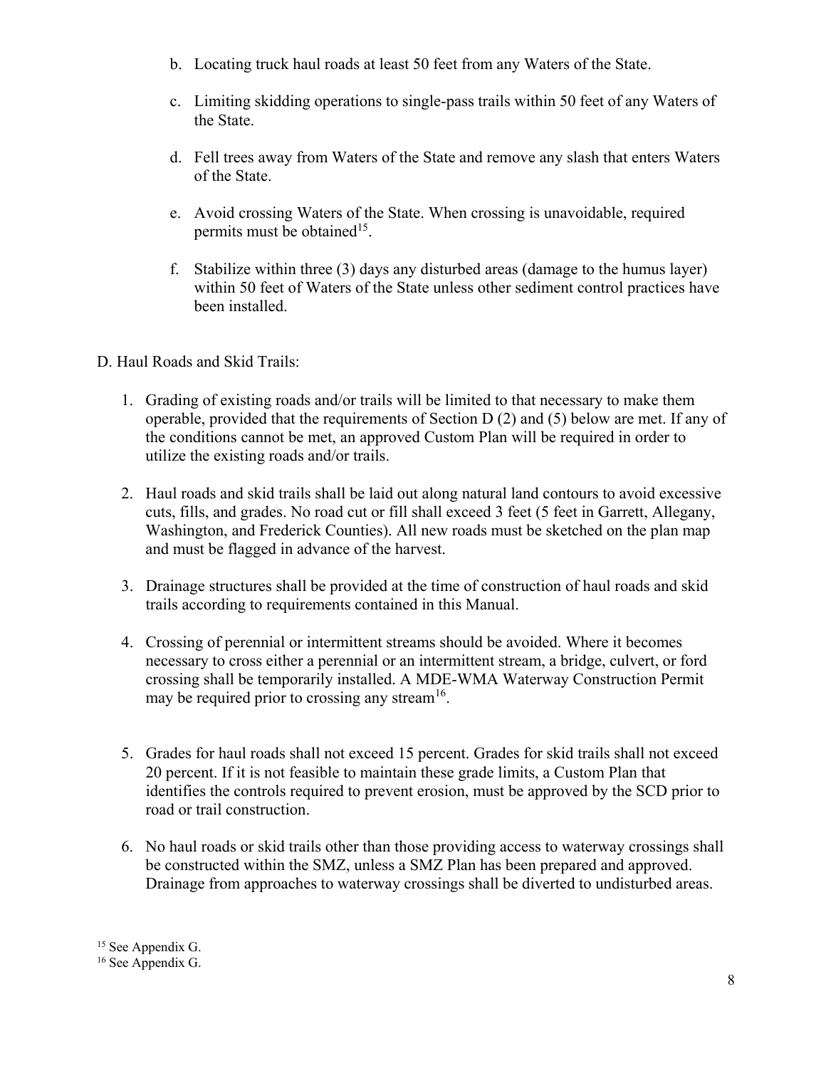b. Locating truck haul roads at least 50 feet from any Waters of the State.

c. Limiting skidding operations to single-pass trails within 50 feet of any Waters of the State.

d. Fell trees away from Waters of the State and remove any slash that enters Waters of the State.

e. Avoid crossing Waters of the State. When crossing is unavoidable, required permits must be obtained[15].

f. Stabilize within three (3) days any disturbed areas (damage to the humus layer) within 50 feet of Waters of the State unless other sediment control practices have been installed.

D. Haul Roads and Skid Trails:

1. Grading of existing roads and/or trails will be limited to that necessary to make them operable, provided that the requirements of Section D (2) and (5) below are met. If any of the conditions cannot be met, an approved Custom Plan will be required in order to utilize the existing roads and/or trails.

2. Haul roads and skid trails shall be laid out along natural land contours to avoid excessive cuts, fills, and grades. No road cut or fill shall exceed 3 feet (5 feet in Garrett, Allegany, Washington, and Frederick Counties). All new roads must be sketched on the plan map and must be flagged in advance of the harvest.

3. Drainage structures shall be provided at the time of construction of haul roads and skid trails according to requirements contained in this Manual.

4. Crossing of perennial or intermittent streams should be avoided. Where it becomes necessary to cross either a perennial or an intermittent stream, a bridge, culvert, or ford crossing shall be temporarily installed. A MDE-WMA Waterway Construction Permit may be required prior to crossing any stream[16].

5. Grades for haul roads shall not exceed 15 percent. Grades for skid trails shall not exceed 20 percent. If it is not feasible to maintain these grade limits, a Custom Plan that identifies the controls required to prevent erosion, must be approved by the SCD prior to road or trail construction.

6. No haul roads or skid trails other than those providing access to waterway crossings shall be constructed within the SMZ, unless a SMZ Plan has been prepared and approved. Drainage from approaches to waterway crossings shall be diverted to undisturbed areas.

[15] See Appendix G.

[16] See Appendix G.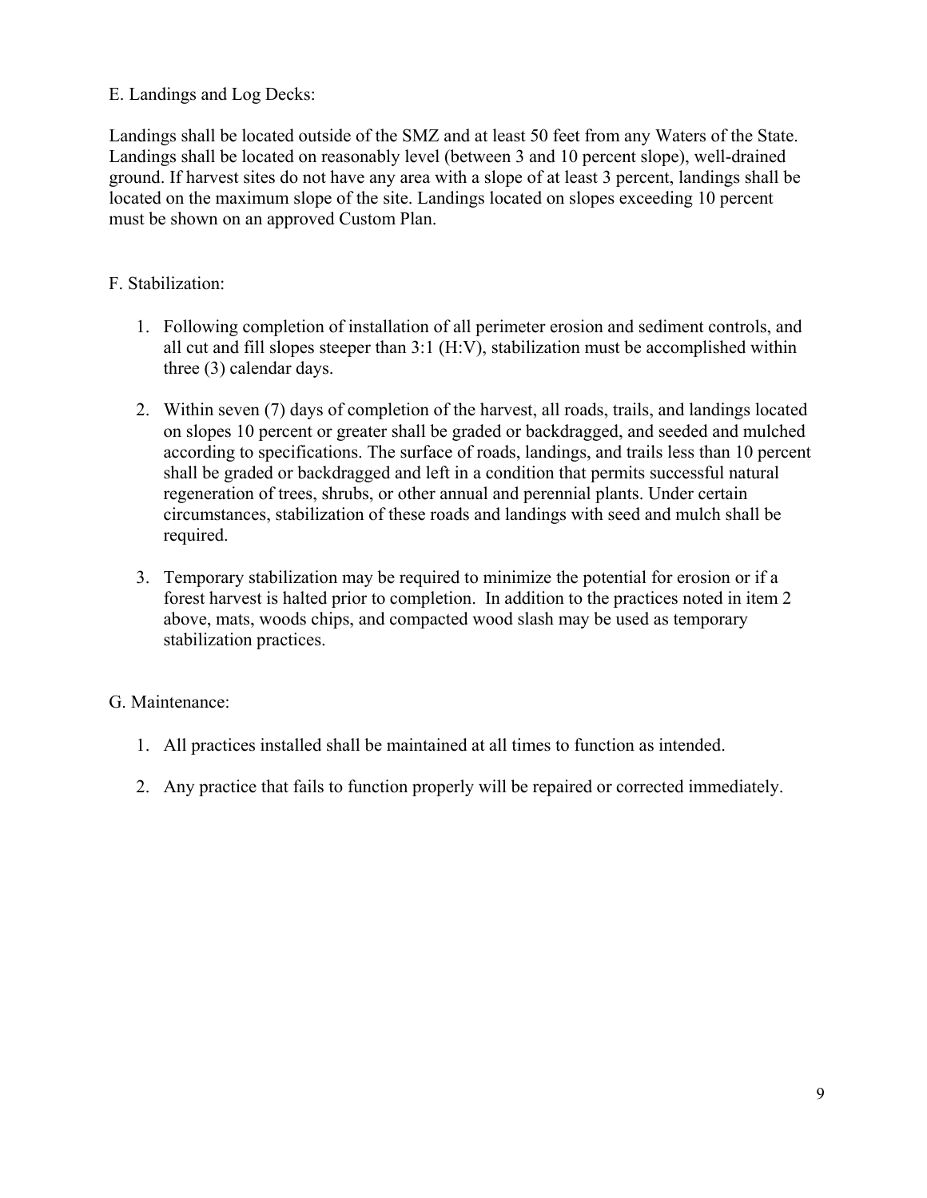## E. Landings and Log Decks:

Landings shall be located outside of the SMZ and at least 50 feet from any Waters of the State. Landings shall be located on reasonably level (between 3 and 10 percent slope), well-drained ground. If harvest sites do not have any area with a slope of at least 3 percent, landings shall be located on the maximum slope of the site. Landings located on slopes exceeding 10 percent must be shown on an approved Custom Plan.

## F. Stabilization:

1. Following completion of installation of all perimeter erosion and sediment controls, and all cut and fill slopes steeper than 3:1 (H:V), stabilization must be accomplished within three (3) calendar days.

2. Within seven (7) days of completion of the harvest, all roads, trails, and landings located on slopes 10 percent or greater shall be graded or backdragged, and seeded and mulched according to specifications. The surface of roads, landings, and trails less than 10 percent shall be graded or backdragged and left in a condition that permits successful natural regeneration of trees, shrubs, or other annual and perennial plants. Under certain circumstances, stabilization of these roads and landings with seed and mulch shall be required.

3. Temporary stabilization may be required to minimize the potential for erosion or if a forest harvest is halted prior to completion. In addition to the practices noted in item 2 above, mats, woods chips, and compacted wood slash may be used as temporary stabilization practices.

## G. Maintenance:

1. All practices installed shall be maintained at all times to function as intended.

2. Any practice that fails to function properly will be repaired or corrected immediately.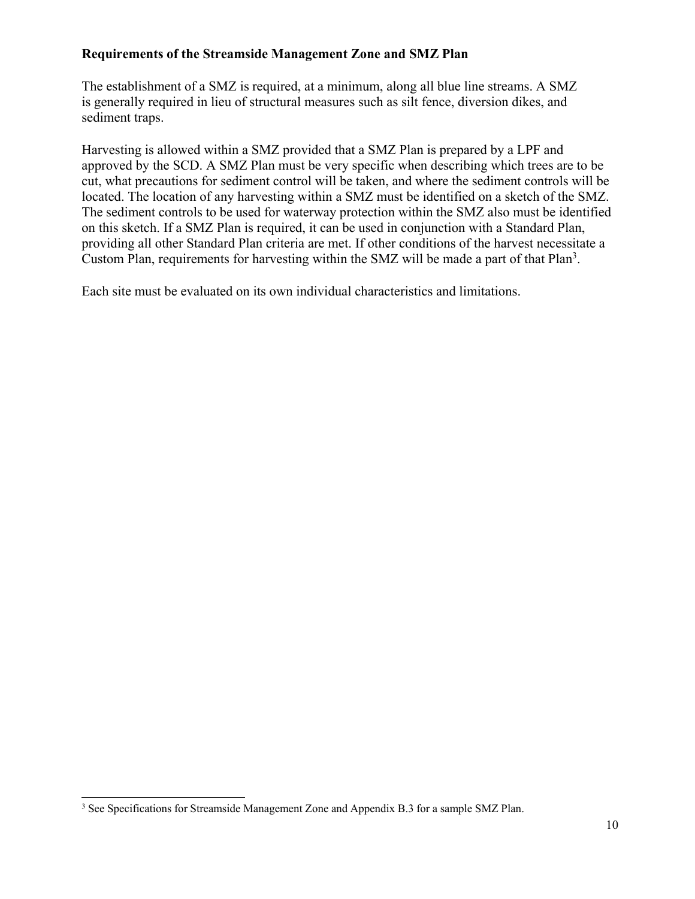**Requirements of the Streamside Management Zone and SMZ Plan**

The establishment of a SMZ is required, at a minimum, along all blue line streams. A SMZ is generally required in lieu of structural measures such as silt fence, diversion dikes, and sediment traps.

Harvesting is allowed within a SMZ provided that a SMZ Plan is prepared by a LPF and approved by the SCD. A SMZ Plan must be very specific when describing which trees are to be cut, what precautions for sediment control will be taken, and where the sediment controls will be located. The location of any harvesting within a SMZ must be identified on a sketch of the SMZ. The sediment controls to be used for waterway protection within the SMZ also must be identified on this sketch. If a SMZ Plan is required, it can be used in conjunction with a Standard Plan, providing all other Standard Plan criteria are met. If other conditions of the harvest necessitate a Custom Plan, requirements for harvesting within the SMZ will be made a part of that Plan[3].

Each site must be evaluated on its own individual characteristics and limitations.

[3] See Specifications for Streamside Management Zone and Appendix B.3 for a sample SMZ Plan.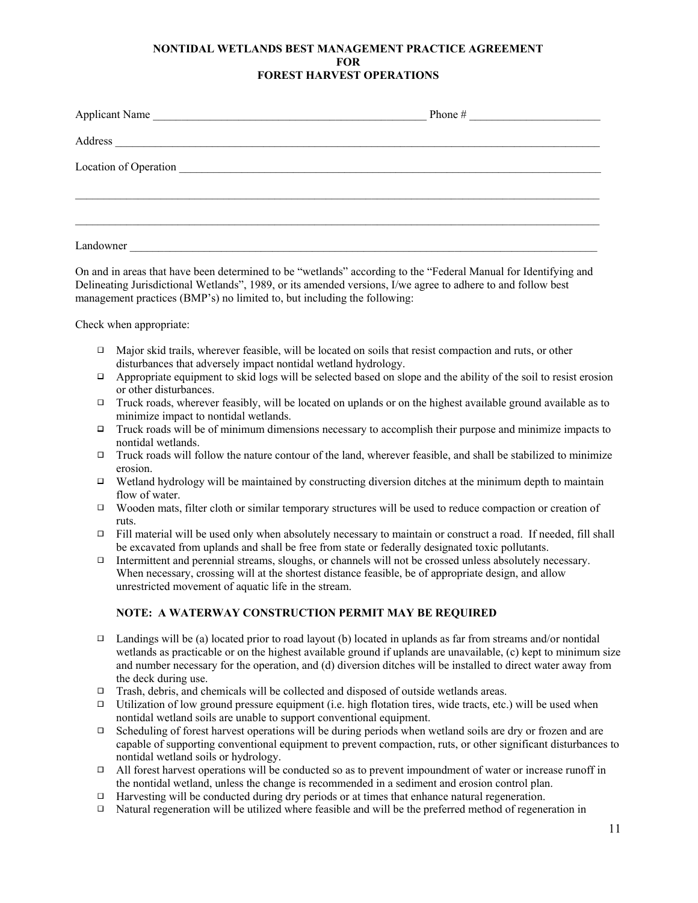**NONTIDAL WETLANDS BEST MANAGEMENT PRACTICE AGREEMENT**
**FOR**
**FOREST HARVEST OPERATIONS**

Applicant Name \_\_\_\_\_\_\_\_\_\_\_\_\_\_\_\_\_\_\_\_\_\_\_\_\_\_\_\_\_\_\_\_\_\_\_\_\_\_\_\_\_\_\_\_\_\_ Phone # \_\_\_\_\_\_\_\_\_\_\_\_\_\_\_\_\_\_\_\_\_\_

Address \_\_\_\_\_\_\_\_\_\_\_\_\_\_\_\_\_\_\_\_\_\_\_\_\_\_\_\_\_\_\_\_\_\_\_\_\_\_\_\_\_\_\_\_\_\_\_\_\_\_\_\_\_\_\_\_\_\_\_\_\_\_\_\_\_\_\_\_\_\_\_\_

Location of Operation \_\_\_\_\_\_\_\_\_\_\_\_\_\_\_\_\_\_\_\_\_\_\_\_\_\_\_\_\_\_\_\_\_\_\_\_\_\_\_\_\_\_\_\_\_\_\_\_\_\_\_\_\_\_\_\_\_\_\_\_

\_\_\_\_\_\_\_\_\_\_\_\_\_\_\_\_\_\_\_\_\_\_\_\_\_\_\_\_\_\_\_\_\_\_\_\_\_\_\_\_\_\_\_\_\_\_\_\_\_\_\_\_\_\_\_\_\_\_\_\_\_\_\_\_\_\_\_\_\_\_\_\_\_\_\_\_\_\_\_\_

\_\_\_\_\_\_\_\_\_\_\_\_\_\_\_\_\_\_\_\_\_\_\_\_\_\_\_\_\_\_\_\_\_\_\_\_\_\_\_\_\_\_\_\_\_\_\_\_\_\_\_\_\_\_\_\_\_\_\_\_\_\_\_\_\_\_\_\_\_\_\_\_\_\_\_\_\_\_\_\_

Landowner \_\_\_\_\_\_\_\_\_\_\_\_\_\_\_\_\_\_\_\_\_\_\_\_\_\_\_\_\_\_\_\_\_\_\_\_\_\_\_\_\_\_\_\_\_\_\_\_\_\_\_\_\_\_\_\_\_\_\_\_\_\_\_\_\_\_\_\_\_\_\_

On and in areas that have been determined to be "wetlands" according to the "Federal Manual for Identifying and Delineating Jurisdictional Wetlands", 1989, or its amended versions, I/we agree to adhere to and follow best management practices (BMP's) no limited to, but including the following:

Check when appropriate:

- ☐ Major skid trails, wherever feasible, will be located on soils that resist compaction and ruts, or other disturbances that adversely impact nontidal wetland hydrology.
- ☐ Appropriate equipment to skid logs will be selected based on slope and the ability of the soil to resist erosion or other disturbances.
- ☐ Truck roads, wherever feasibly, will be located on uplands or on the highest available ground available as to minimize impact to nontidal wetlands.
- ☐ Truck roads will be of minimum dimensions necessary to accomplish their purpose and minimize impacts to nontidal wetlands.
- ☐ Truck roads will follow the nature contour of the land, wherever feasible, and shall be stabilized to minimize erosion.
- ☐ Wetland hydrology will be maintained by constructing diversion ditches at the minimum depth to maintain flow of water.
- ☐ Wooden mats, filter cloth or similar temporary structures will be used to reduce compaction or creation of ruts.
- ☐ Fill material will be used only when absolutely necessary to maintain or construct a road. If needed, fill shall be excavated from uplands and shall be free from state or federally designated toxic pollutants.
- ☐ Intermittent and perennial streams, sloughs, or channels will not be crossed unless absolutely necessary. When necessary, crossing will at the shortest distance feasible, be of appropriate design, and allow unrestricted movement of aquatic life in the stream.

**NOTE: A WATERWAY CONSTRUCTION PERMIT MAY BE REQUIRED**

- ☐ Landings will be (a) located prior to road layout (b) located in uplands as far from streams and/or nontidal wetlands as practicable or on the highest available ground if uplands are unavailable, (c) kept to minimum size and number necessary for the operation, and (d) diversion ditches will be installed to direct water away from the deck during use.
- ☐ Trash, debris, and chemicals will be collected and disposed of outside wetlands areas.
- ☐ Utilization of low ground pressure equipment (i.e. high flotation tires, wide tracts, etc.) will be used when nontidal wetland soils are unable to support conventional equipment.
- ☐ Scheduling of forest harvest operations will be during periods when wetland soils are dry or frozen and are capable of supporting conventional equipment to prevent compaction, ruts, or other significant disturbances to nontidal wetland soils or hydrology.
- ☐ All forest harvest operations will be conducted so as to prevent impoundment of water or increase runoff in the nontidal wetland, unless the change is recommended in a sediment and erosion control plan.
- ☐ Harvesting will be conducted during dry periods or at times that enhance natural regeneration.
- ☐ Natural regeneration will be utilized where feasible and will be the preferred method of regeneration in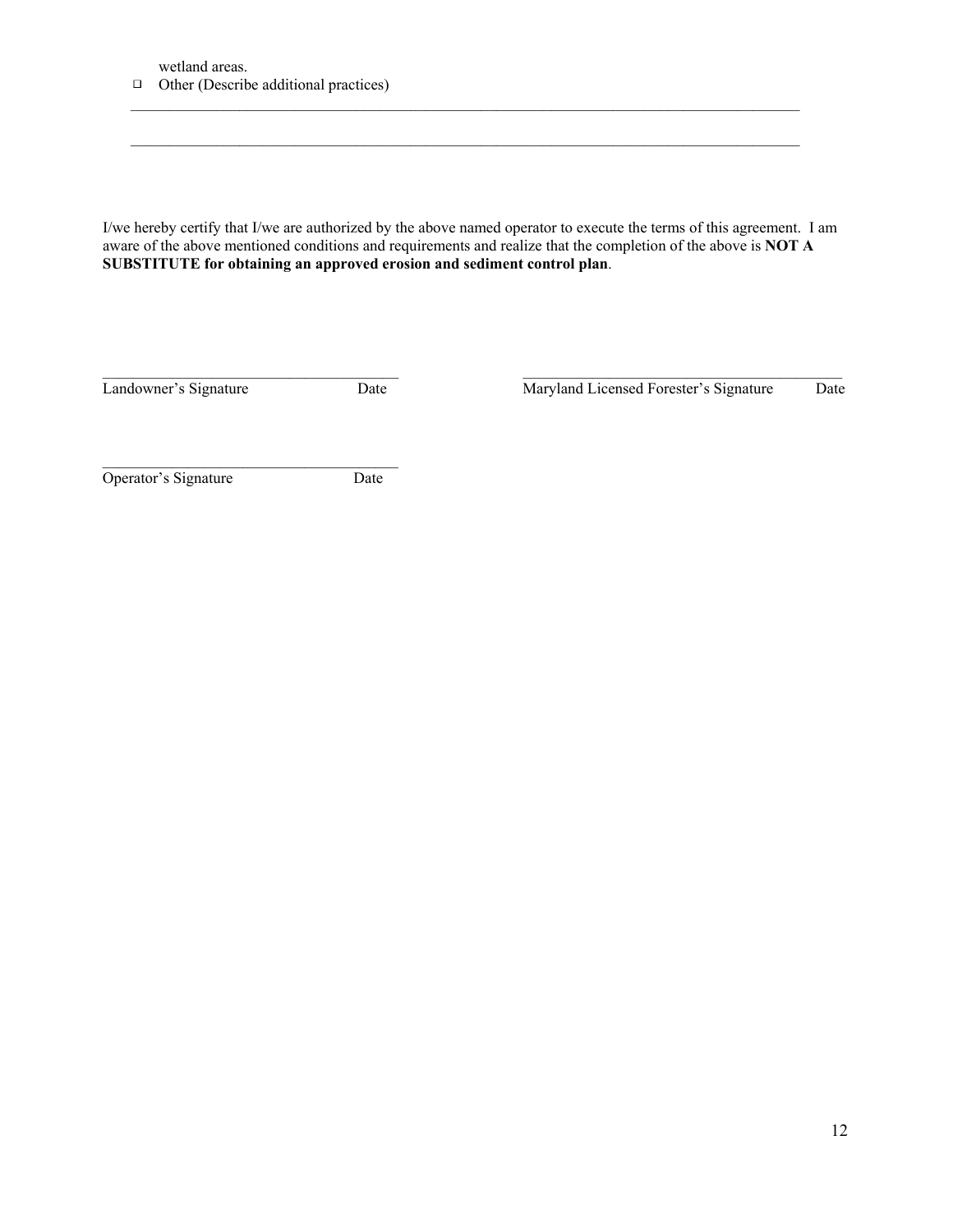wetland areas.

- ☐ Other (Describe additional practices)

_______________________________________________________________________________

_______________________________________________________________________________

I/we hereby certify that I/we are authorized by the above named operator to execute the terms of this agreement. I am aware of the above mentioned conditions and requirements and realize that the completion of the above is **NOT A SUBSTITUTE for obtaining an approved erosion and sediment control plan**.

_________________________________________ 
Landowner's Signature Date

_________________________________________ 
Maryland Licensed Forester's Signature Date

_________________________________________ 
Operator's Signature Date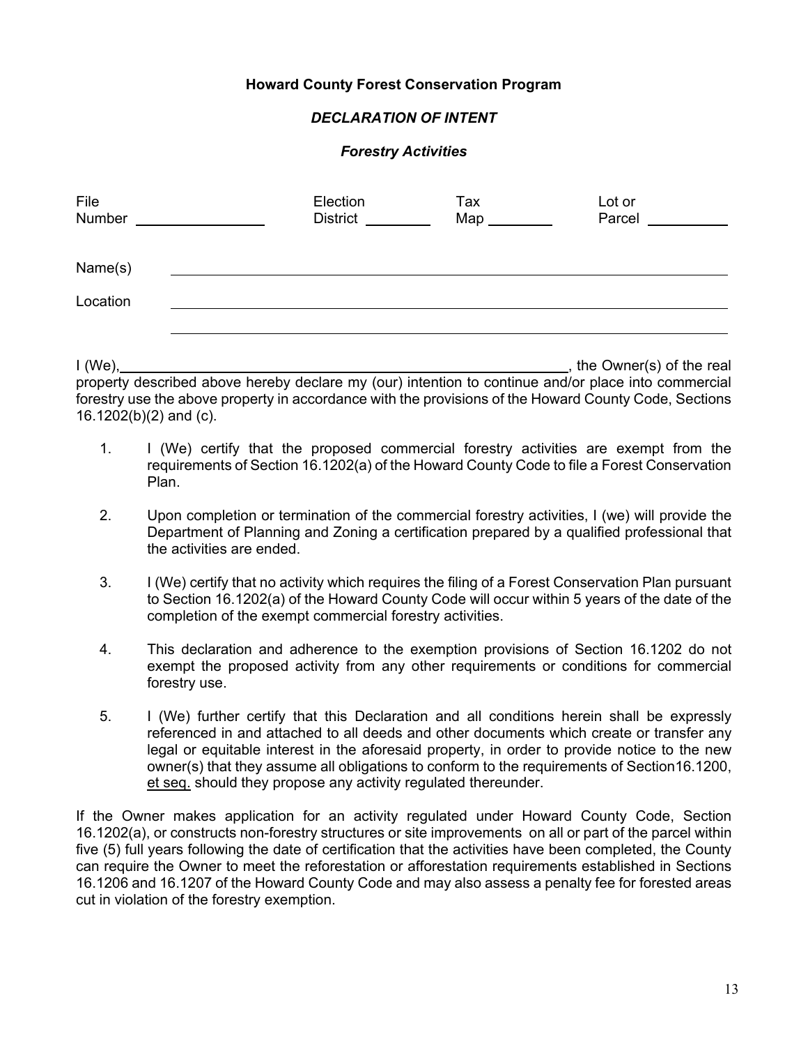**Howard County Forest Conservation Program**

***DECLARATION OF INTENT***

***Forestry Activities***

File Number ________________ Election District ________ Tax Map ________ Lot or Parcel __________

Name(s) ______________________________________________________________

Location ______________________________________________________________

______________________________________________________________

I (We), ____________________________________________________________, the Owner(s) of the real property described above hereby declare my (our) intention to continue and/or place into commercial forestry use the above property in accordance with the provisions of the Howard County Code, Sections 16.1202(b)(2) and (c).

1. I (We) certify that the proposed commercial forestry activities are exempt from the requirements of Section 16.1202(a) of the Howard County Code to file a Forest Conservation Plan.

2. Upon completion or termination of the commercial forestry activities, I (we) will provide the Department of Planning and Zoning a certification prepared by a qualified professional that the activities are ended.

3. I (We) certify that no activity which requires the filing of a Forest Conservation Plan pursuant to Section 16.1202(a) of the Howard County Code will occur within 5 years of the date of the completion of the exempt commercial forestry activities.

4. This declaration and adherence to the exemption provisions of Section 16.1202 do not exempt the proposed activity from any other requirements or conditions for commercial forestry use.

5. I (We) further certify that this Declaration and all conditions herein shall be expressly referenced in and attached to all deeds and other documents which create or transfer any legal or equitable interest in the aforesaid property, in order to provide notice to the new owner(s) that they assume all obligations to conform to the requirements of Section16.1200, et seq. should they propose any activity regulated thereunder.

If the Owner makes application for an activity regulated under Howard County Code, Section 16.1202(a), or constructs non-forestry structures or site improvements on all or part of the parcel within five (5) full years following the date of certification that the activities have been completed, the County can require the Owner to meet the reforestation or afforestation requirements established in Sections 16.1206 and 16.1207 of the Howard County Code and may also assess a penalty fee for forested areas cut in violation of the forestry exemption.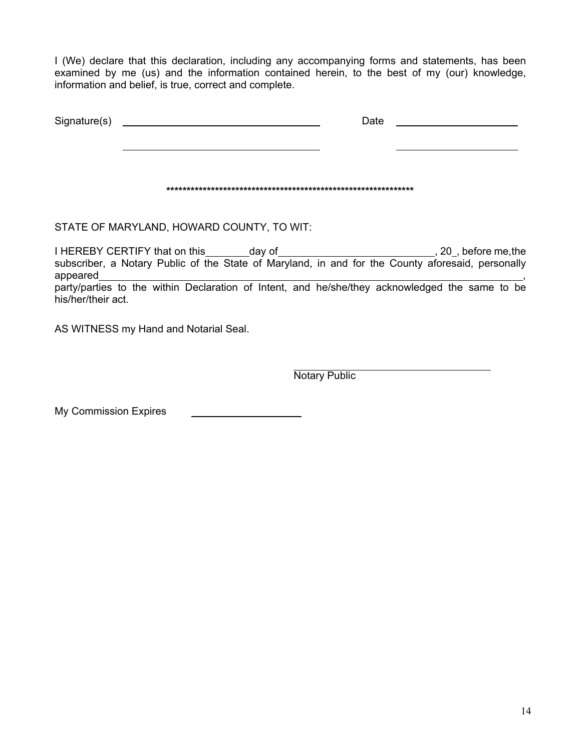I (We) declare that this declaration, including any accompanying forms and statements, has been examined by me (us) and the information contained herein, to the best of my (our) knowledge, information and belief, is true, correct and complete.

Signature(s) ______________________________ Date ____________________

______________________________ ____________________

**************************************************************

STATE OF MARYLAND, HOWARD COUNTY, TO WIT:

I HEREBY CERTIFY that on this ________ day of ____________________________, 20_, before me,the subscriber, a Notary Public of the State of Maryland, in and for the County aforesaid, personally appeared ______________________________________________________________________________, party/parties to the within Declaration of Intent, and he/she/they acknowledged the same to be his/her/their act.

AS WITNESS my Hand and Notarial Seal.

______________________________
Notary Public

My Commission Expires ____________________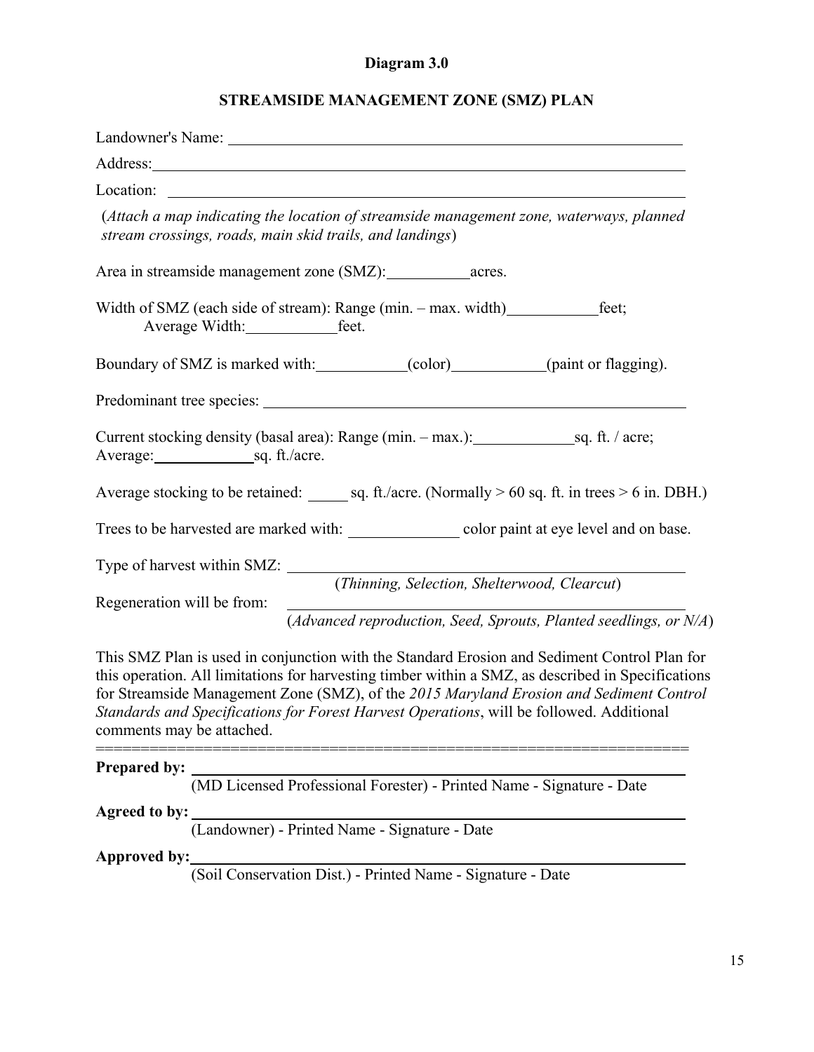**Diagram 3.0**

**STREAMSIDE MANAGEMENT ZONE (SMZ) PLAN**

Landowner's Name: ______________________________________________

Address: ______________________________________________

Location: ______________________________________________

(*Attach a map indicating the location of streamside management zone, waterways, planned stream crossings, roads, main skid trails, and landings*)

Area in streamside management zone (SMZ): __________ acres.

Width of SMZ (each side of stream): Range (min. – max. width) __________ feet;
Average Width: __________ feet.

Boundary of SMZ is marked with: __________ (color) __________ (paint or flagging).

Predominant tree species: ______________________________________________

Current stocking density (basal area): Range (min. – max.): __________ sq. ft. / acre;
Average: __________ sq. ft./acre.

Average stocking to be retained: _____ sq. ft./acre. (Normally > 60 sq. ft. in trees > 6 in. DBH.)

Trees to be harvested are marked with: __________ color paint at eye level and on base.

Type of harvest within SMZ: ______________________________________________
(*Thinning, Selection, Shelterwood, Clearcut*)

Regeneration will be from: ______________________________________________
(*Advanced reproduction, Seed, Sprouts, Planted seedlings, or N/A*)

This SMZ Plan is used in conjunction with the Standard Erosion and Sediment Control Plan for this operation. All limitations for harvesting timber within a SMZ, as described in Specifications for Streamside Management Zone (SMZ), of the *2015 Maryland Erosion and Sediment Control Standards and Specifications for Forest Harvest Operations*, will be followed. Additional comments may be attached.

================================================================

**Prepared by:** ______________________________________________
(MD Licensed Professional Forester) - Printed Name - Signature - Date

**Agreed to by:** ______________________________________________
(Landowner) - Printed Name - Signature - Date

**Approved by:** ______________________________________________
(Soil Conservation Dist.) - Printed Name - Signature - Date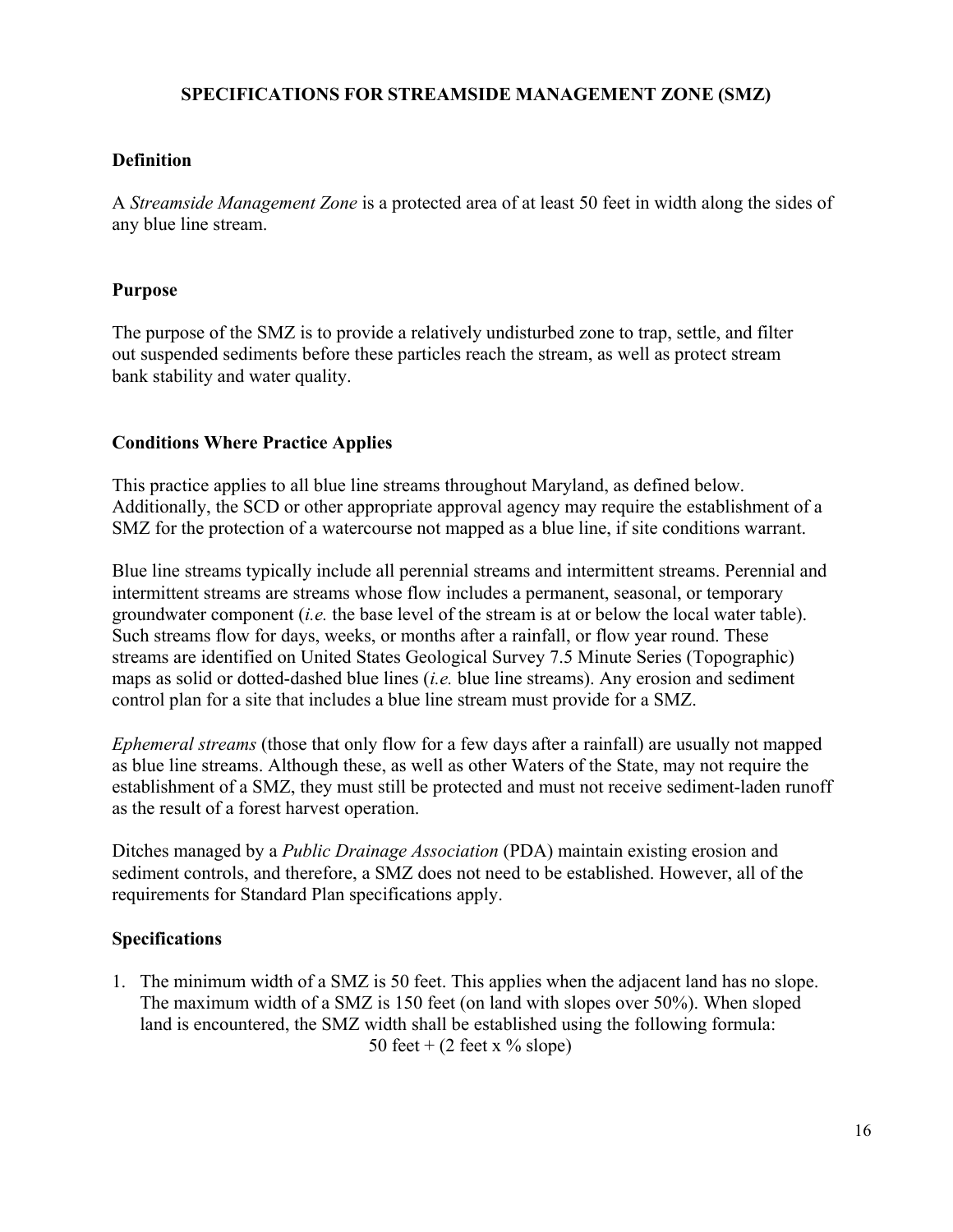# SPECIFICATIONS FOR STREAMSIDE MANAGEMENT ZONE (SMZ)

## Definition

A *Streamside Management Zone* is a protected area of at least 50 feet in width along the sides of any blue line stream.

## Purpose

The purpose of the SMZ is to provide a relatively undisturbed zone to trap, settle, and filter out suspended sediments before these particles reach the stream, as well as protect stream bank stability and water quality.

## Conditions Where Practice Applies

This practice applies to all blue line streams throughout Maryland, as defined below. Additionally, the SCD or other appropriate approval agency may require the establishment of a SMZ for the protection of a watercourse not mapped as a blue line, if site conditions warrant.

Blue line streams typically include all perennial streams and intermittent streams. Perennial and intermittent streams are streams whose flow includes a permanent, seasonal, or temporary groundwater component (*i.e.* the base level of the stream is at or below the local water table). Such streams flow for days, weeks, or months after a rainfall, or flow year round. These streams are identified on United States Geological Survey 7.5 Minute Series (Topographic) maps as solid or dotted-dashed blue lines (*i.e.* blue line streams). Any erosion and sediment control plan for a site that includes a blue line stream must provide for a SMZ.

*Ephemeral streams* (those that only flow for a few days after a rainfall) are usually not mapped as blue line streams. Although these, as well as other Waters of the State, may not require the establishment of a SMZ, they must still be protected and must not receive sediment-laden runoff as the result of a forest harvest operation.

Ditches managed by a *Public Drainage Association* (PDA) maintain existing erosion and sediment controls, and therefore, a SMZ does not need to be established. However, all of the requirements for Standard Plan specifications apply.

## Specifications

1. The minimum width of a SMZ is 50 feet. This applies when the adjacent land has no slope. The maximum width of a SMZ is 150 feet (on land with slopes over 50%). When sloped land is encountered, the SMZ width shall be established using the following formula:

   $$50 \text{ feet} + (2 \text{ feet} \times \% \text{ slope})$$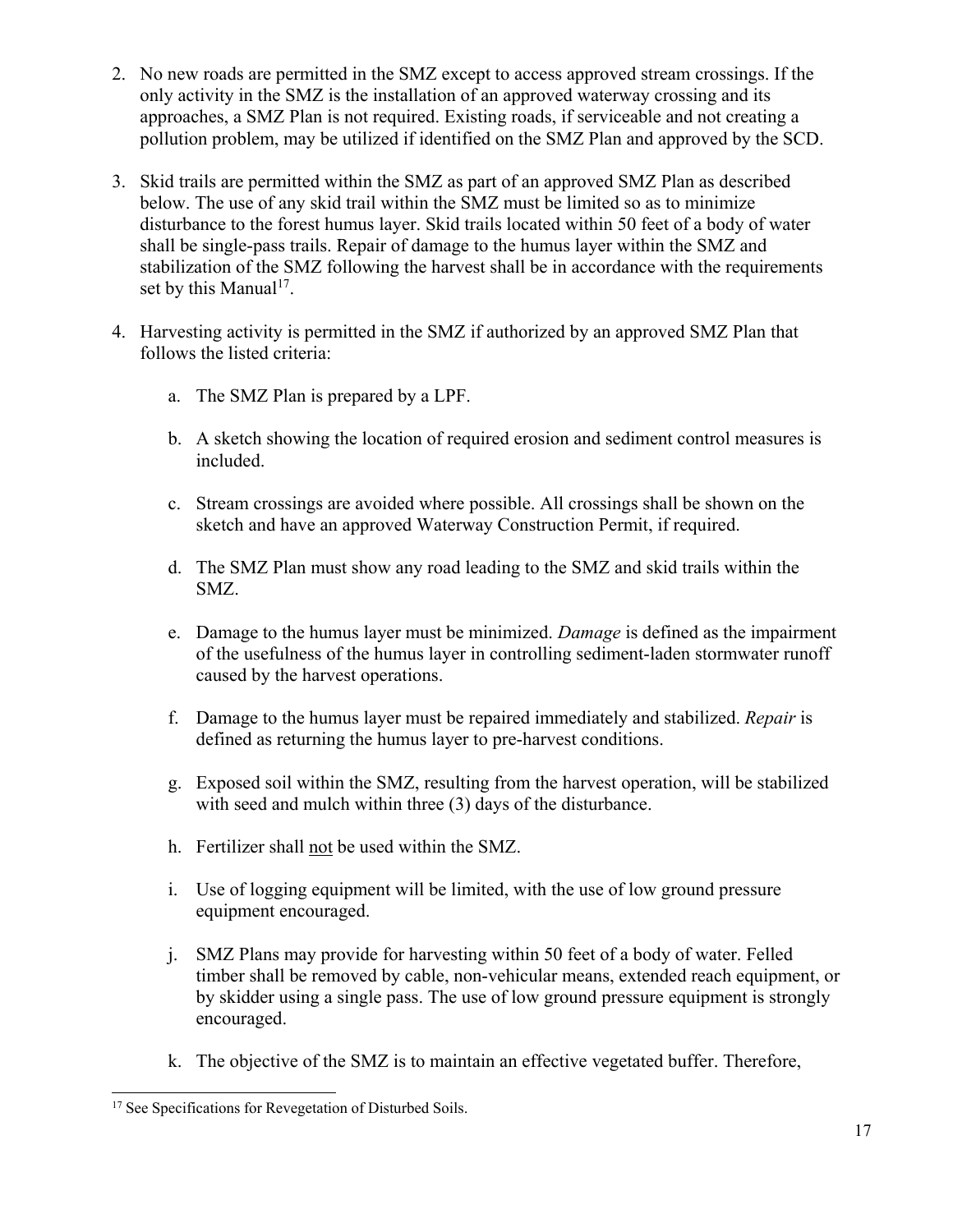2. No new roads are permitted in the SMZ except to access approved stream crossings. If the only activity in the SMZ is the installation of an approved waterway crossing and its approaches, a SMZ Plan is not required. Existing roads, if serviceable and not creating a pollution problem, may be utilized if identified on the SMZ Plan and approved by the SCD.

3. Skid trails are permitted within the SMZ as part of an approved SMZ Plan as described below. The use of any skid trail within the SMZ must be limited so as to minimize disturbance to the forest humus layer. Skid trails located within 50 feet of a body of water shall be single-pass trails. Repair of damage to the humus layer within the SMZ and stabilization of the SMZ following the harvest shall be in accordance with the requirements set by this Manual[17].

4. Harvesting activity is permitted in the SMZ if authorized by an approved SMZ Plan that follows the listed criteria:

    a. The SMZ Plan is prepared by a LPF.

    b. A sketch showing the location of required erosion and sediment control measures is included.

    c. Stream crossings are avoided where possible. All crossings shall be shown on the sketch and have an approved Waterway Construction Permit, if required.

    d. The SMZ Plan must show any road leading to the SMZ and skid trails within the SMZ.

    e. Damage to the humus layer must be minimized. *Damage* is defined as the impairment of the usefulness of the humus layer in controlling sediment-laden stormwater runoff caused by the harvest operations.

    f. Damage to the humus layer must be repaired immediately and stabilized. *Repair* is defined as returning the humus layer to pre-harvest conditions.

    g. Exposed soil within the SMZ, resulting from the harvest operation, will be stabilized with seed and mulch within three (3) days of the disturbance.

    h. Fertilizer shall <u>not</u> be used within the SMZ.

    i. Use of logging equipment will be limited, with the use of low ground pressure equipment encouraged.

    j. SMZ Plans may provide for harvesting within 50 feet of a body of water. Felled timber shall be removed by cable, non-vehicular means, extended reach equipment, or by skidder using a single pass. The use of low ground pressure equipment is strongly encouraged.

    k. The objective of the SMZ is to maintain an effective vegetated buffer. Therefore,

---

[17] See Specifications for Revegetation of Disturbed Soils.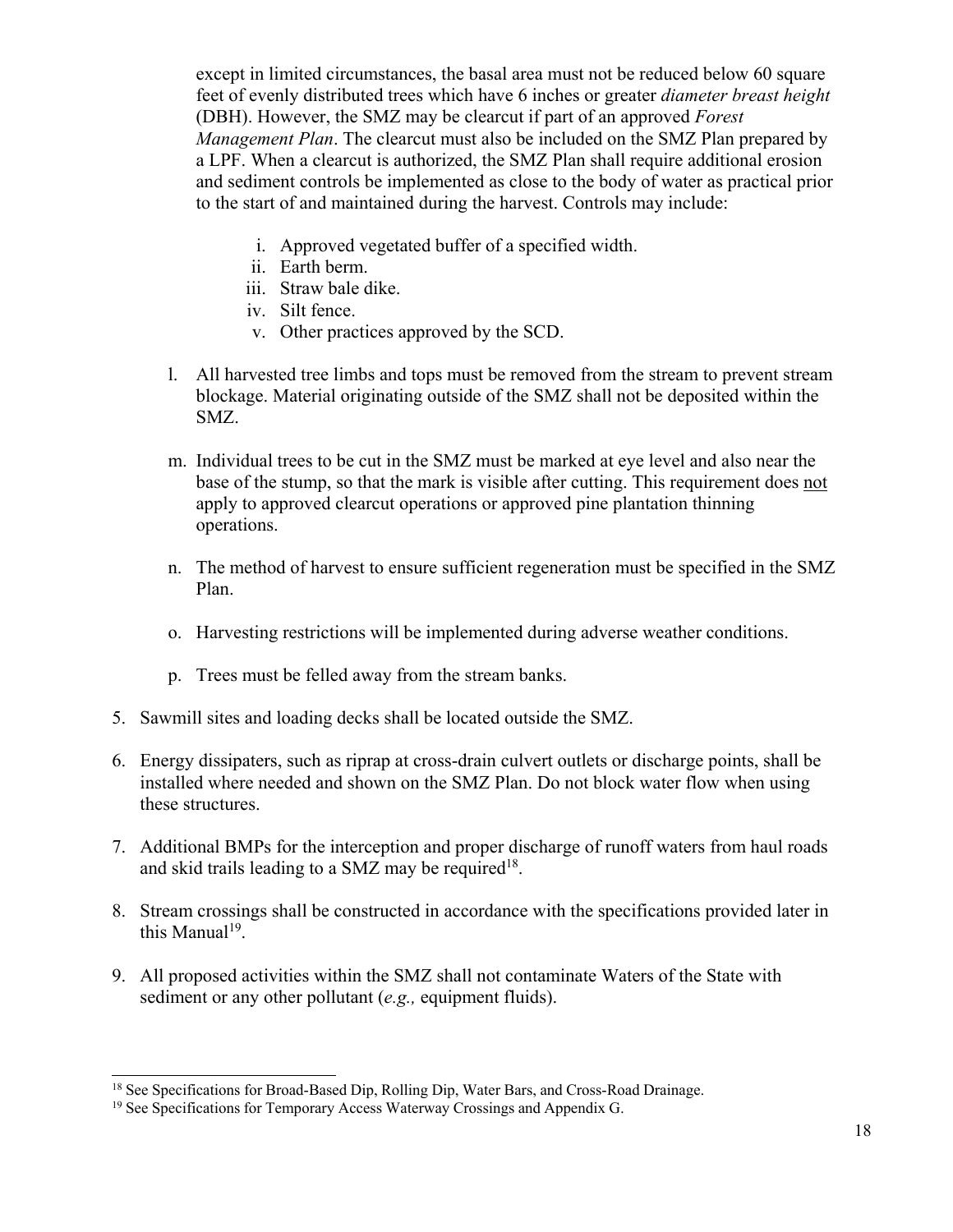except in limited circumstances, the basal area must not be reduced below 60 square feet of evenly distributed trees which have 6 inches or greater *diameter breast height* (DBH). However, the SMZ may be clearcut if part of an approved *Forest Management Plan*. The clearcut must also be included on the SMZ Plan prepared by a LPF. When a clearcut is authorized, the SMZ Plan shall require additional erosion and sediment controls be implemented as close to the body of water as practical prior to the start of and maintained during the harvest. Controls may include:

   i. Approved vegetated buffer of a specified width.
   ii. Earth berm.
   iii. Straw bale dike.
   iv. Silt fence.
   v. Other practices approved by the SCD.

l. All harvested tree limbs and tops must be removed from the stream to prevent stream blockage. Material originating outside of the SMZ shall not be deposited within the SMZ.

m. Individual trees to be cut in the SMZ must be marked at eye level and also near the base of the stump, so that the mark is visible after cutting. This requirement does <u>not</u> apply to approved clearcut operations or approved pine plantation thinning operations.

n. The method of harvest to ensure sufficient regeneration must be specified in the SMZ Plan.

o. Harvesting restrictions will be implemented during adverse weather conditions.

p. Trees must be felled away from the stream banks.

5. Sawmill sites and loading decks shall be located outside the SMZ.

6. Energy dissipaters, such as riprap at cross-drain culvert outlets or discharge points, shall be installed where needed and shown on the SMZ Plan. Do not block water flow when using these structures.

7. Additional BMPs for the interception and proper discharge of runoff waters from haul roads and skid trails leading to a SMZ may be required[18].

8. Stream crossings shall be constructed in accordance with the specifications provided later in this Manual[19].

9. All proposed activities within the SMZ shall not contaminate Waters of the State with sediment or any other pollutant (*e.g.,* equipment fluids).

---

[18] See Specifications for Broad-Based Dip, Rolling Dip, Water Bars, and Cross-Road Drainage.

[19] See Specifications for Temporary Access Waterway Crossings and Appendix G.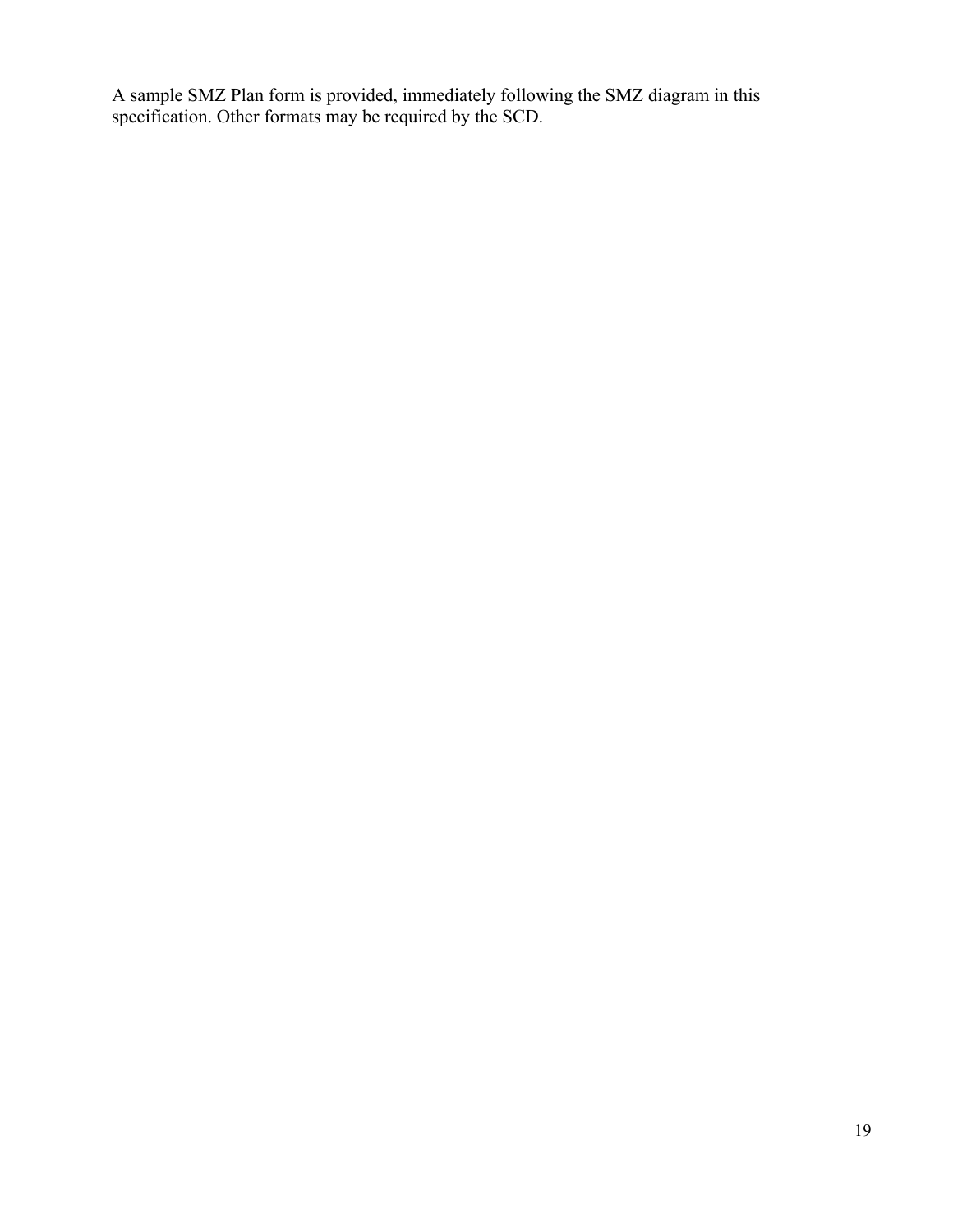A sample SMZ Plan form is provided, immediately following the SMZ diagram in this specification. Other formats may be required by the SCD.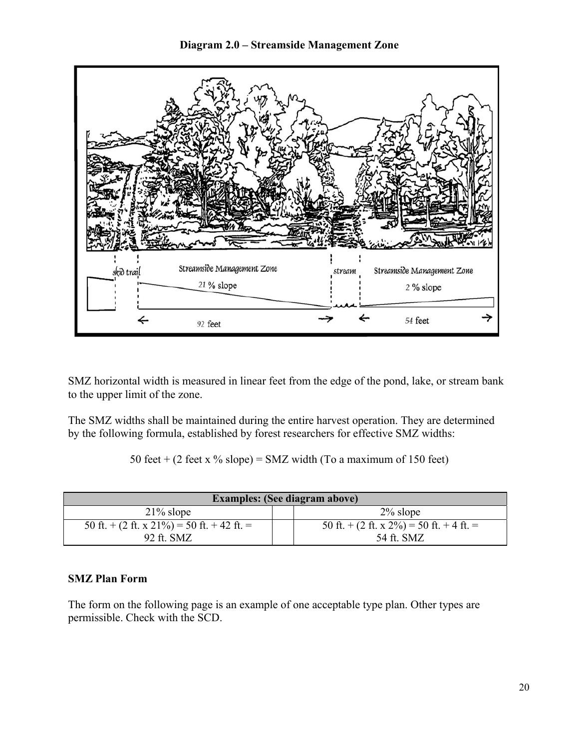**Diagram 2.0 – Streamside Management Zone**

skid trail

Streamside Management Zone

21 % slope

92 feet

stream

Streamside Management Zone

2 % slope

54 feet

SMZ horizontal width is measured in linear feet from the edge of the pond, lake, or stream bank to the upper limit of the zone.

The SMZ widths shall be maintained during the entire harvest operation. They are determined by the following formula, established by forest researchers for effective SMZ widths:

50 feet + (2 feet x % slope) = SMZ width (To a maximum of 150 feet)

| Examples: (See diagram above) | | |
|---|---|---|
| 21% slope | | 2% slope |
| 50 ft. + (2 ft. x 21%) = 50 ft. + 42 ft. = 92 ft. SMZ | | 50 ft. + (2 ft. x 2%) = 50 ft. + 4 ft. = 54 ft. SMZ |

**SMZ Plan Form**

The form on the following page is an example of one acceptable type plan. Other types are permissible. Check with the SCD.